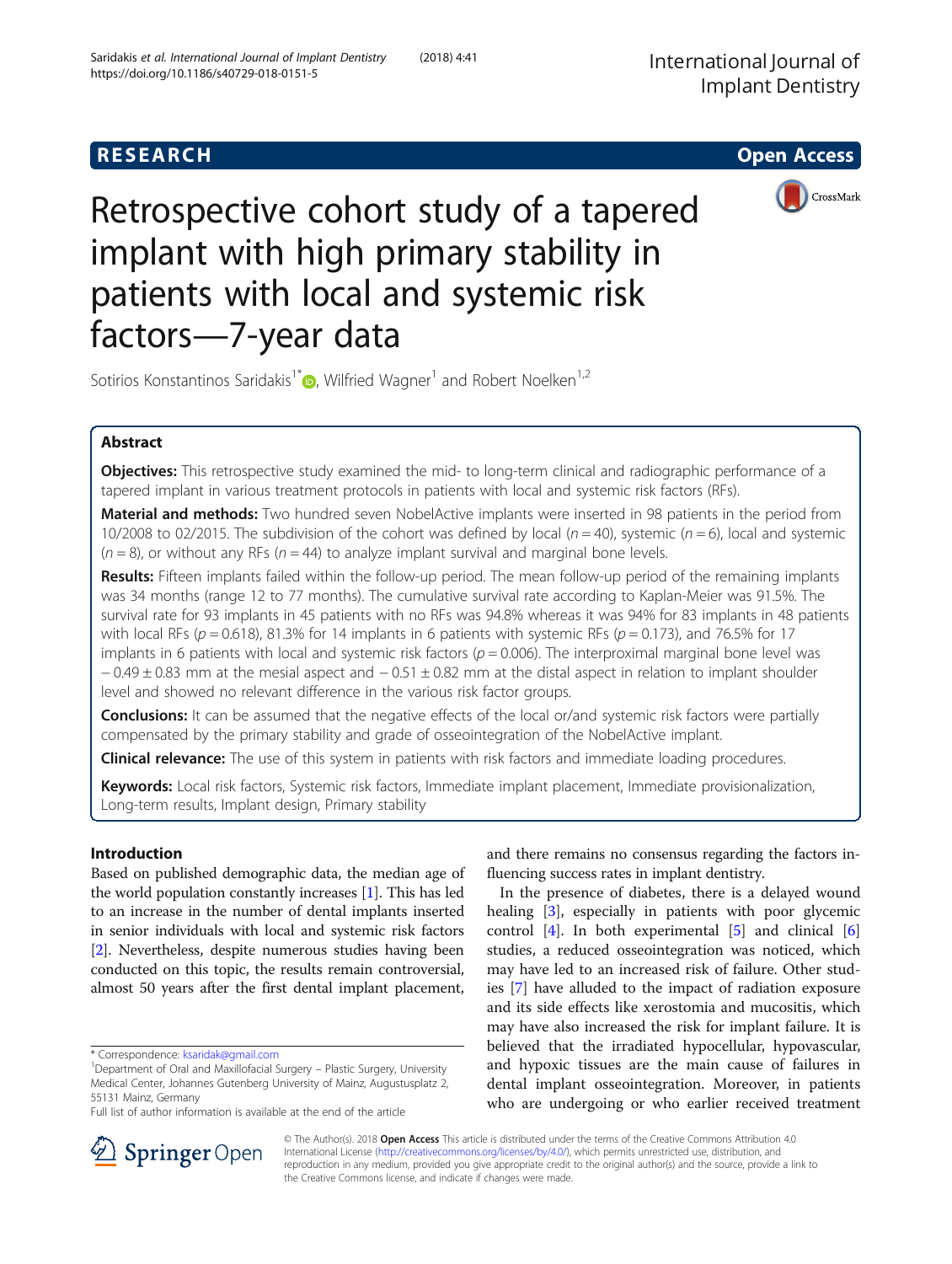RESEARCH

Open Access

# Retrospective cohort study of a tapered implant with high primary stability in patients with local and systemic risk factors—7-year data

Sotirios Konstantinos Saridakis[1*], Wilfried Wagner[1] and Robert Noelken[1,2]

## Abstract

**Objectives:** This retrospective study examined the mid- to long-term clinical and radiographic performance of a tapered implant in various treatment protocols in patients with local and systemic risk factors (RFs).

**Material and methods:** Two hundred seven NobelActive implants were inserted in 98 patients in the period from 10/2008 to 02/2015. The subdivision of the cohort was defined by local ($n = 40$), systemic ($n = 6$), local and systemic ($n = 8$), or without any RFs ($n = 44$) to analyze implant survival and marginal bone levels.

**Results:** Fifteen implants failed within the follow-up period. The mean follow-up period of the remaining implants was 34 months (range 12 to 77 months). The cumulative survival rate according to Kaplan-Meier was 91.5%. The survival rate for 93 implants in 45 patients with no RFs was 94.8% whereas it was 94% for 83 implants in 48 patients with local RFs ($p = 0.618$), 81.3% for 14 implants in 6 patients with systemic RFs ($p = 0.173$), and 76.5% for 17 implants in 6 patients with local and systemic risk factors ($p = 0.006$). The interproximal marginal bone level was $-0.49 \pm 0.83$ mm at the mesial aspect and $-0.51 \pm 0.82$ mm at the distal aspect in relation to implant shoulder level and showed no relevant difference in the various risk factor groups.

**Conclusions:** It can be assumed that the negative effects of the local or/and systemic risk factors were partially compensated by the primary stability and grade of osseointegration of the NobelActive implant.

**Clinical relevance:** The use of this system in patients with risk factors and immediate loading procedures.

**Keywords:** Local risk factors, Systemic risk factors, Immediate implant placement, Immediate provisionalization, Long-term results, Implant design, Primary stability

## Introduction

Based on published demographic data, the median age of the world population constantly increases [1]. This has led to an increase in the number of dental implants inserted in senior individuals with local and systemic risk factors [2]. Nevertheless, despite numerous studies having been conducted on this topic, the results remain controversial, almost 50 years after the first dental implant placement, and there remains no consensus regarding the factors influencing success rates in implant dentistry.

In the presence of diabetes, there is a delayed wound healing [3], especially in patients with poor glycemic control [4]. In both experimental [5] and clinical [6] studies, a reduced osseointegration was noticed, which may have led to an increased risk of failure. Other studies [7] have alluded to the impact of radiation exposure and its side effects like xerostomia and mucositis, which may have also increased the risk for implant failure. It is believed that the irradiated hypocellular, hypovascular, and hypoxic tissues are the main cause of failures in dental implant osseointegration. Moreover, in patients who are undergoing or who earlier received treatment

* Correspondence: ksaridak@gmail.com
[1]Department of Oral and Maxillofacial Surgery – Plastic Surgery, University Medical Center, Johannes Gutenberg University of Mainz, Augustusplatz 2, 55131 Mainz, Germany
Full list of author information is available at the end of the article

© The Author(s). 2018 **Open Access** This article is distributed under the terms of the Creative Commons Attribution 4.0 International License (http://creativecommons.org/licenses/by/4.0/), which permits unrestricted use, distribution, and reproduction in any medium, provided you give appropriate credit to the original author(s) and the source, provide a link to the Creative Commons license, and indicate if changes were made.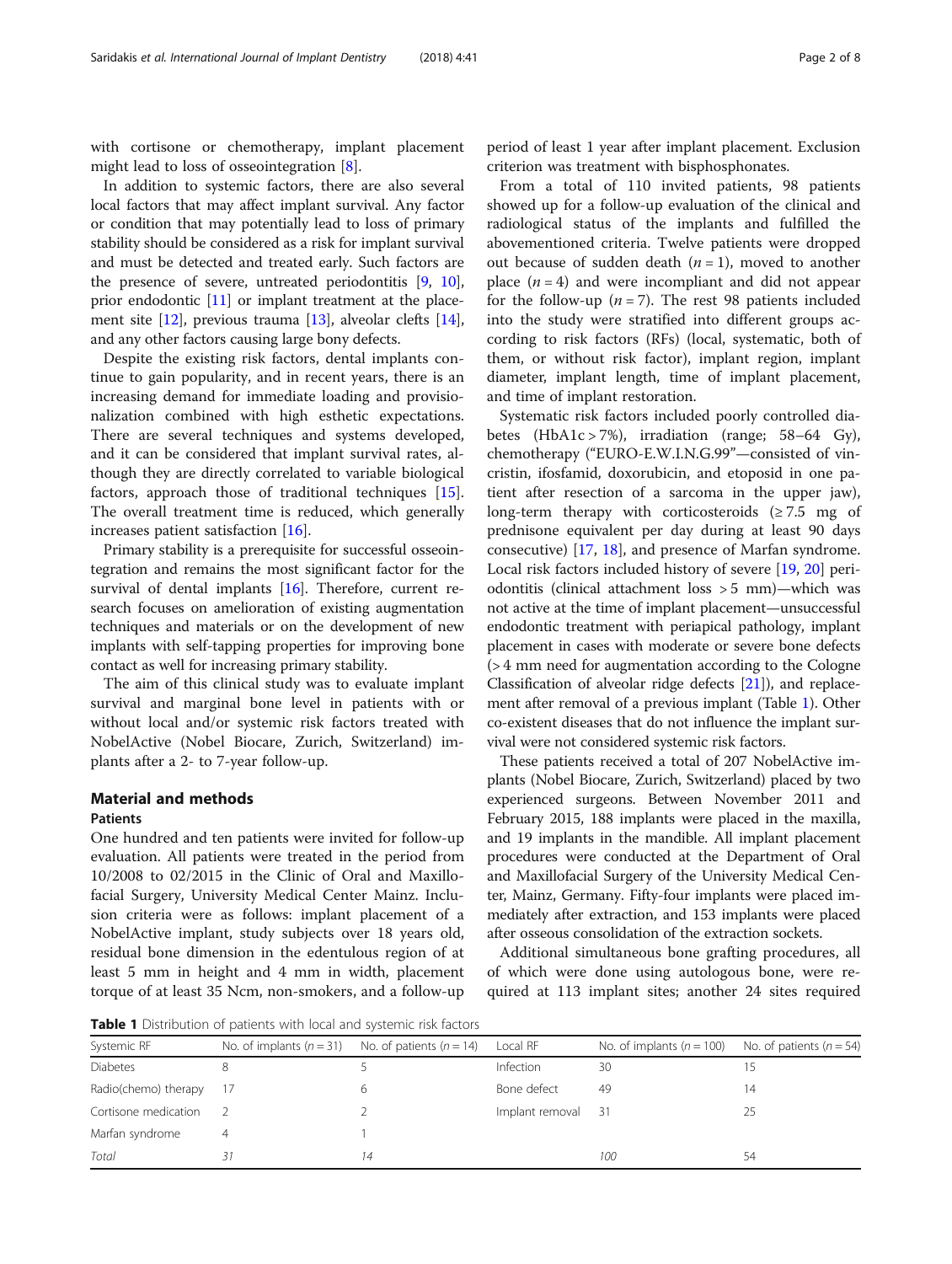with cortisone or chemotherapy, implant placement might lead to loss of osseointegration [8].

In addition to systemic factors, there are also several local factors that may affect implant survival. Any factor or condition that may potentially lead to loss of primary stability should be considered as a risk for implant survival and must be detected and treated early. Such factors are the presence of severe, untreated periodontitis [9, 10], prior endodontic [11] or implant treatment at the placement site [12], previous trauma [13], alveolar clefts [14], and any other factors causing large bony defects.

Despite the existing risk factors, dental implants continue to gain popularity, and in recent years, there is an increasing demand for immediate loading and provisionalization combined with high esthetic expectations. There are several techniques and systems developed, and it can be considered that implant survival rates, although they are directly correlated to variable biological factors, approach those of traditional techniques [15]. The overall treatment time is reduced, which generally increases patient satisfaction [16].

Primary stability is a prerequisite for successful osseointegration and remains the most significant factor for the survival of dental implants [16]. Therefore, current research focuses on amelioration of existing augmentation techniques and materials or on the development of new implants with self-tapping properties for improving bone contact as well for increasing primary stability.

The aim of this clinical study was to evaluate implant survival and marginal bone level in patients with or without local and/or systemic risk factors treated with NobelActive (Nobel Biocare, Zurich, Switzerland) implants after a 2- to 7-year follow-up.

## Material and methods

### Patients

One hundred and ten patients were invited for follow-up evaluation. All patients were treated in the period from 10/2008 to 02/2015 in the Clinic of Oral and Maxillofacial Surgery, University Medical Center Mainz. Inclusion criteria were as follows: implant placement of a NobelActive implant, study subjects over 18 years old, residual bone dimension in the edentulous region of at least 5 mm in height and 4 mm in width, placement torque of at least 35 Ncm, non-smokers, and a follow-up period of least 1 year after implant placement. Exclusion criterion was treatment with bisphosphonates.

From a total of 110 invited patients, 98 patients showed up for a follow-up evaluation of the clinical and radiological status of the implants and fulfilled the abovementioned criteria. Twelve patients were dropped out because of sudden death ($n = 1$), moved to another place ($n = 4$) and were incompliant and did not appear for the follow-up ($n = 7$). The rest 98 patients included into the study were stratified into different groups according to risk factors (RFs) (local, systematic, both of them, or without risk factor), implant region, implant diameter, implant length, time of implant placement, and time of implant restoration.

Systematic risk factors included poorly controlled diabetes (HbA1c > 7%), irradiation (range; 58–64 Gy), chemotherapy ("EURO-E.W.I.N.G.99"—consisted of vincristin, ifosfamid, doxorubicin, and etoposid in one patient after resection of a sarcoma in the upper jaw), long-term therapy with corticosteroids (≥ 7.5 mg of prednisone equivalent per day during at least 90 days consecutive) [17, 18], and presence of Marfan syndrome. Local risk factors included history of severe [19, 20] periodontitis (clinical attachment loss > 5 mm)—which was not active at the time of implant placement—unsuccessful endodontic treatment with periapical pathology, implant placement in cases with moderate or severe bone defects (> 4 mm need for augmentation according to the Cologne Classification of alveolar ridge defects [21]), and replacement after removal of a previous implant (Table 1). Other co-existent diseases that do not influence the implant survival were not considered systemic risk factors.

These patients received a total of 207 NobelActive implants (Nobel Biocare, Zurich, Switzerland) placed by two experienced surgeons. Between November 2011 and February 2015, 188 implants were placed in the maxilla, and 19 implants in the mandible. All implant placement procedures were conducted at the Department of Oral and Maxillofacial Surgery of the University Medical Center, Mainz, Germany. Fifty-four implants were placed immediately after extraction, and 153 implants were placed after osseous consolidation of the extraction sockets.

Additional simultaneous bone grafting procedures, all of which were done using autologous bone, were required at 113 implant sites; another 24 sites required

**Table 1** Distribution of patients with local and systemic risk factors

| Systemic RF | No. of implants ($n = 31$) | No. of patients ($n = 14$) | Local RF | No. of implants ($n = 100$) | No. of patients ($n = 54$) |
|---|---|---|---|---|---|
| Diabetes | 8 | 5 | Infection | 30 | 15 |
| Radio(chemo) therapy | 17 | 6 | Bone defect | 49 | 14 |
| Cortisone medication | 2 | 2 | Implant removal | 31 | 25 |
| Marfan syndrome | 4 | 1 | | | |
| *Total* | *31* | *14* | | *100* | *54* |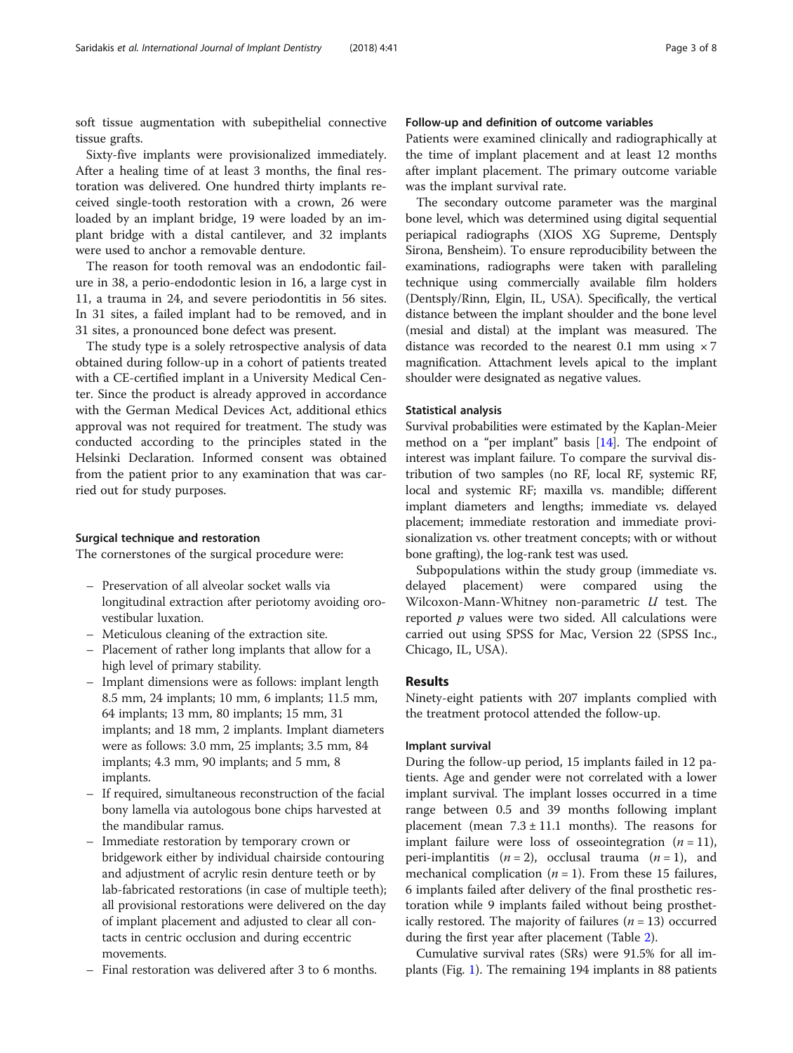soft tissue augmentation with subepithelial connective tissue grafts.

Sixty-five implants were provisionalized immediately. After a healing time of at least 3 months, the final restoration was delivered. One hundred thirty implants received single-tooth restoration with a crown, 26 were loaded by an implant bridge, 19 were loaded by an implant bridge with a distal cantilever, and 32 implants were used to anchor a removable denture.

The reason for tooth removal was an endodontic failure in 38, a perio-endodontic lesion in 16, a large cyst in 11, a trauma in 24, and severe periodontitis in 56 sites. In 31 sites, a failed implant had to be removed, and in 31 sites, a pronounced bone defect was present.

The study type is a solely retrospective analysis of data obtained during follow-up in a cohort of patients treated with a CE-certified implant in a University Medical Center. Since the product is already approved in accordance with the German Medical Devices Act, additional ethics approval was not required for treatment. The study was conducted according to the principles stated in the Helsinki Declaration. Informed consent was obtained from the patient prior to any examination that was carried out for study purposes.

### Surgical technique and restoration

The cornerstones of the surgical procedure were:

- Preservation of all alveolar socket walls via longitudinal extraction after periotomy avoiding oro-vestibular luxation.
- Meticulous cleaning of the extraction site.
- Placement of rather long implants that allow for a high level of primary stability.
- Implant dimensions were as follows: implant length 8.5 mm, 24 implants; 10 mm, 6 implants; 11.5 mm, 64 implants; 13 mm, 80 implants; 15 mm, 31 implants; and 18 mm, 2 implants. Implant diameters were as follows: 3.0 mm, 25 implants; 3.5 mm, 84 implants; 4.3 mm, 90 implants; and 5 mm, 8 implants.
- If required, simultaneous reconstruction of the facial bony lamella via autologous bone chips harvested at the mandibular ramus.
- Immediate restoration by temporary crown or bridgework either by individual chairside contouring and adjustment of acrylic resin denture teeth or by lab-fabricated restorations (in case of multiple teeth); all provisional restorations were delivered on the day of implant placement and adjusted to clear all contacts in centric occlusion and during eccentric movements.
- Final restoration was delivered after 3 to 6 months.

### Follow-up and definition of outcome variables

Patients were examined clinically and radiographically at the time of implant placement and at least 12 months after implant placement. The primary outcome variable was the implant survival rate.

The secondary outcome parameter was the marginal bone level, which was determined using digital sequential periapical radiographs (XIOS XG Supreme, Dentsply Sirona, Bensheim). To ensure reproducibility between the examinations, radiographs were taken with paralleling technique using commercially available film holders (Dentsply/Rinn, Elgin, IL, USA). Specifically, the vertical distance between the implant shoulder and the bone level (mesial and distal) at the implant was measured. The distance was recorded to the nearest 0.1 mm using $\times 7$ magnification. Attachment levels apical to the implant shoulder were designated as negative values.

### Statistical analysis

Survival probabilities were estimated by the Kaplan-Meier method on a "per implant" basis [14]. The endpoint of interest was implant failure. To compare the survival distribution of two samples (no RF, local RF, systemic RF, local and systemic RF; maxilla vs. mandible; different implant diameters and lengths; immediate vs. delayed placement; immediate restoration and immediate provisionalization vs. other treatment concepts; with or without bone grafting), the log-rank test was used.

Subpopulations within the study group (immediate vs. delayed placement) were compared using the Wilcoxon-Mann-Whitney non-parametric $U$ test. The reported $p$ values were two sided. All calculations were carried out using SPSS for Mac, Version 22 (SPSS Inc., Chicago, IL, USA).

## Results

Ninety-eight patients with 207 implants complied with the treatment protocol attended the follow-up.

### Implant survival

During the follow-up period, 15 implants failed in 12 patients. Age and gender were not correlated with a lower implant survival. The implant losses occurred in a time range between 0.5 and 39 months following implant placement (mean $7.3 \pm 11.1$ months). The reasons for implant failure were loss of osseointegration ($n = 11$), peri-implantitis ($n = 2$), occlusal trauma ($n = 1$), and mechanical complication ($n = 1$). From these 15 failures, 6 implants failed after delivery of the final prosthetic restoration while 9 implants failed without being prosthetically restored. The majority of failures ($n = 13$) occurred during the first year after placement (Table 2).

Cumulative survival rates (SRs) were 91.5% for all implants (Fig. 1). The remaining 194 implants in 88 patients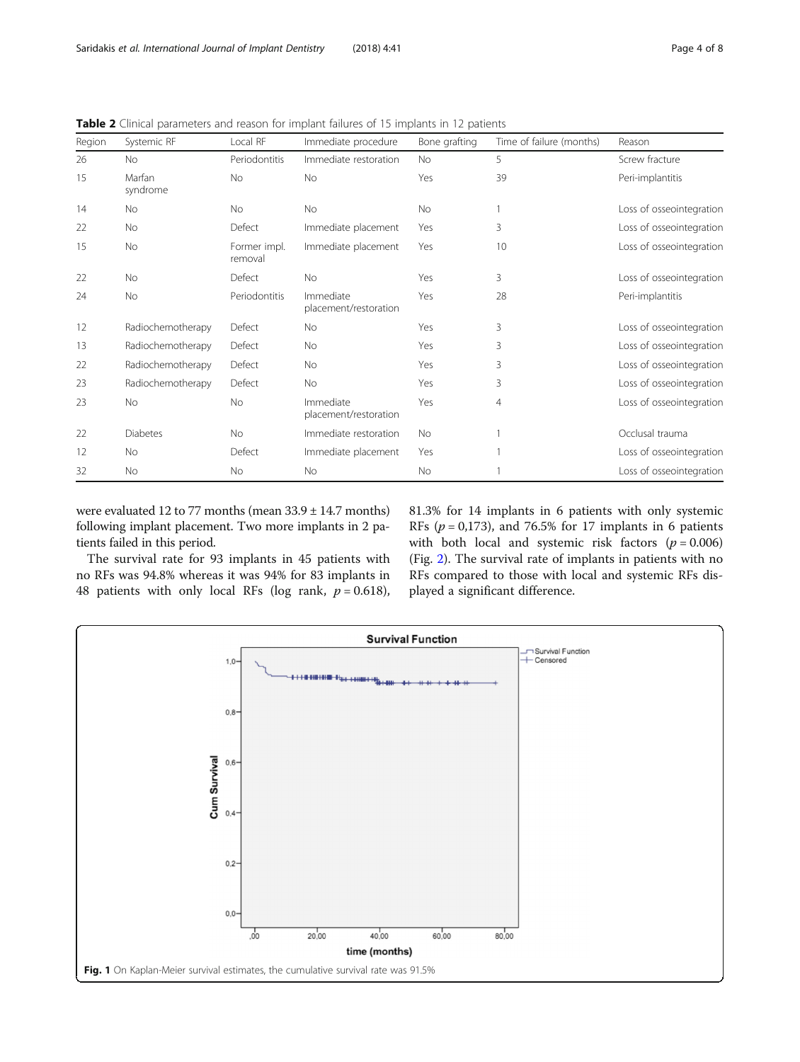**Table 2** Clinical parameters and reason for implant failures of 15 implants in 12 patients

| Region | Systemic RF | Local RF | Immediate procedure | Bone grafting | Time of failure (months) | Reason |
|---|---|---|---|---|---|---|
| 26 | No | Periodontitis | Immediate restoration | No | 5 | Screw fracture |
| 15 | Marfan syndrome | No | No | Yes | 39 | Peri-implantitis |
| 14 | No | No | No | No | 1 | Loss of osseointegration |
| 22 | No | Defect | Immediate placement | Yes | 3 | Loss of osseointegration |
| 15 | No | Former impl. removal | Immediate placement | Yes | 10 | Loss of osseointegration |
| 22 | No | Defect | No | Yes | 3 | Loss of osseointegration |
| 24 | No | Periodontitis | Immediate placement/restoration | Yes | 28 | Peri-implantitis |
| 12 | Radiochemotherapy | Defect | No | Yes | 3 | Loss of osseointegration |
| 13 | Radiochemotherapy | Defect | No | Yes | 3 | Loss of osseointegration |
| 22 | Radiochemotherapy | Defect | No | Yes | 3 | Loss of osseointegration |
| 23 | Radiochemotherapy | Defect | No | Yes | 3 | Loss of osseointegration |
| 23 | No | No | Immediate placement/restoration | Yes | 4 | Loss of osseointegration |
| 22 | Diabetes | No | Immediate restoration | No | 1 | Occlusal trauma |
| 12 | No | Defect | Immediate placement | Yes | 1 | Loss of osseointegration |
| 32 | No | No | No | No | 1 | Loss of osseointegration |

were evaluated 12 to 77 months (mean 33.9 ± 14.7 months) following implant placement. Two more implants in 2 patients failed in this period.

The survival rate for 93 implants in 45 patients with no RFs was 94.8% whereas it was 94% for 83 implants in 48 patients with only local RFs (log rank, $p = 0.618$), 81.3% for 14 implants in 6 patients with only systemic RFs ($p = 0{,}173$), and 76.5% for 17 implants in 6 patients with both local and systemic risk factors ($p = 0.006$) (Fig. 2). The survival rate of implants in patients with no RFs compared to those with local and systemic RFs displayed a significant difference.

**Fig. 1** On Kaplan-Meier survival estimates, the cumulative survival rate was 91.5%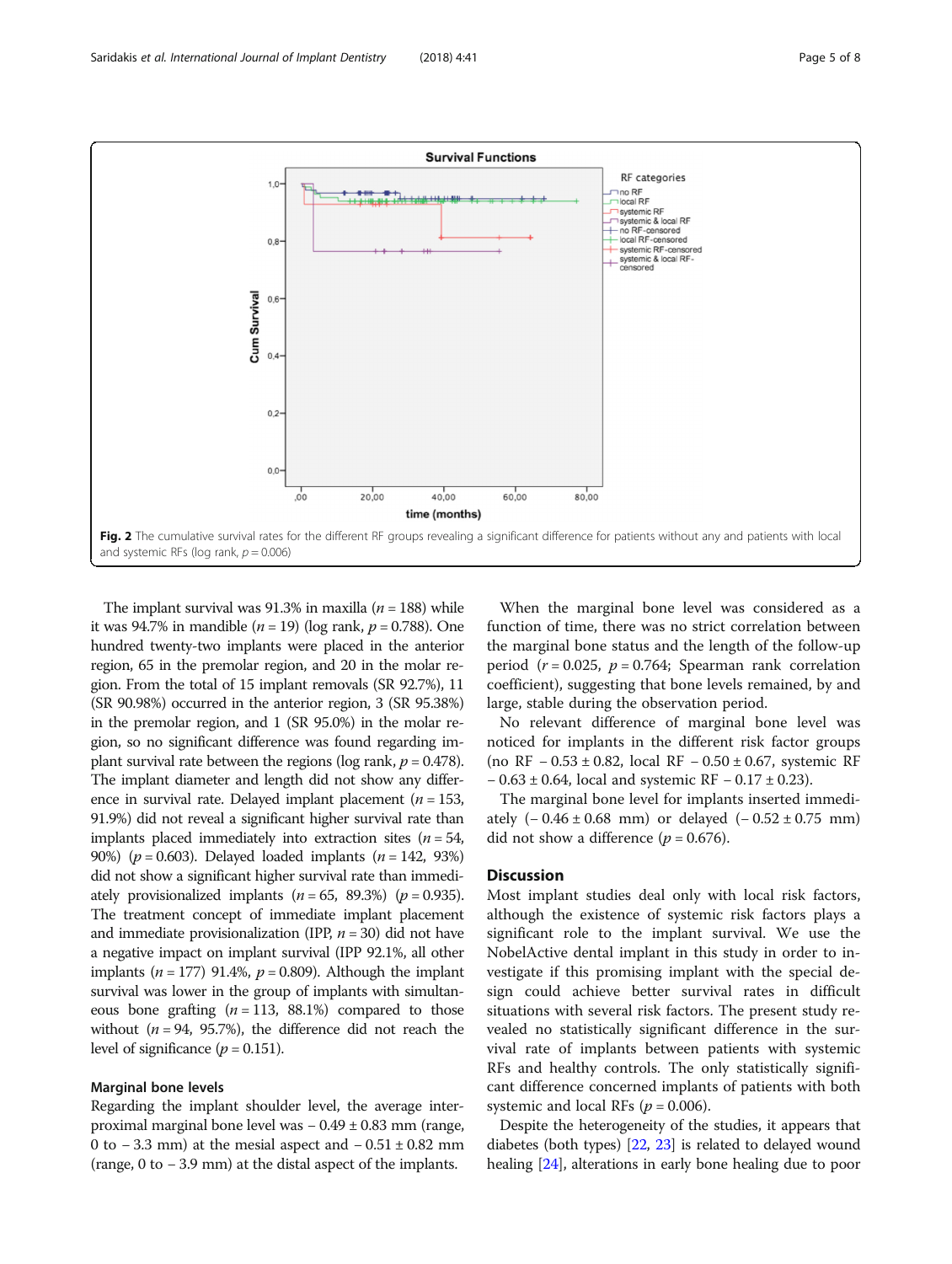Fig. 2 The cumulative survival rates for the different RF groups revealing a significant difference for patients without any and patients with local and systemic RFs (log rank, $p = 0.006$)

The implant survival was 91.3% in maxilla ($n = 188$) while it was 94.7% in mandible ($n = 19$) (log rank, $p = 0.788$). One hundred twenty-two implants were placed in the anterior region, 65 in the premolar region, and 20 in the molar region. From the total of 15 implant removals (SR 92.7%), 11 (SR 90.98%) occurred in the anterior region, 3 (SR 95.38%) in the premolar region, and 1 (SR 95.0%) in the molar region, so no significant difference was found regarding implant survival rate between the regions (log rank, $p = 0.478$). The implant diameter and length did not show any difference in survival rate. Delayed implant placement ($n = 153$, 91.9%) did not reveal a significant higher survival rate than implants placed immediately into extraction sites ($n = 54$, 90%) ($p = 0.603$). Delayed loaded implants ($n = 142$, 93%) did not show a significant higher survival rate than immediately provisionalized implants ($n = 65$, 89.3%) ($p = 0.935$). The treatment concept of immediate implant placement and immediate provisionalization (IPP, $n = 30$) did not have a negative impact on implant survival (IPP 92.1%, all other implants ($n = 177$) 91.4%, $p = 0.809$). Although the implant survival was lower in the group of implants with simultaneous bone grafting ($n = 113$, 88.1%) compared to those without ($n = 94$, 95.7%), the difference did not reach the level of significance ($p = 0.151$).

### Marginal bone levels

Regarding the implant shoulder level, the average interproximal marginal bone level was − 0.49 ± 0.83 mm (range, 0 to − 3.3 mm) at the mesial aspect and − 0.51 ± 0.82 mm (range, 0 to − 3.9 mm) at the distal aspect of the implants.

When the marginal bone level was considered as a function of time, there was no strict correlation between the marginal bone status and the length of the follow-up period ($r = 0.025$, $p = 0.764$; Spearman rank correlation coefficient), suggesting that bone levels remained, by and large, stable during the observation period.

No relevant difference of marginal bone level was noticed for implants in the different risk factor groups (no RF − 0.53 ± 0.82, local RF − 0.50 ± 0.67, systemic RF − 0.63 ± 0.64, local and systemic RF − 0.17 ± 0.23).

The marginal bone level for implants inserted immediately (− 0.46 ± 0.68 mm) or delayed (− 0.52 ± 0.75 mm) did not show a difference ($p = 0.676$).

## Discussion

Most implant studies deal only with local risk factors, although the existence of systemic risk factors plays a significant role to the implant survival. We use the NobelActive dental implant in this study in order to investigate if this promising implant with the special design could achieve better survival rates in difficult situations with several risk factors. The present study revealed no statistically significant difference in the survival rate of implants between patients with systemic RFs and healthy controls. The only statistically significant difference concerned implants of patients with both systemic and local RFs ($p = 0.006$).

Despite the heterogeneity of the studies, it appears that diabetes (both types) [22, 23] is related to delayed wound healing [24], alterations in early bone healing due to poor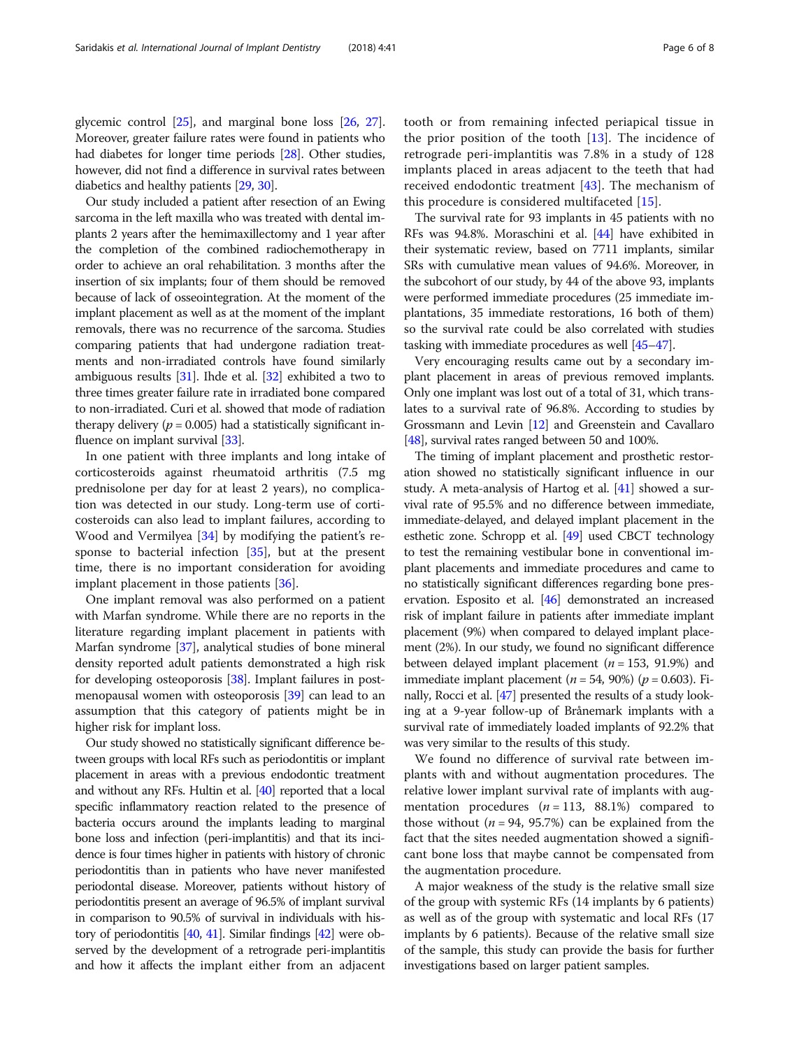glycemic control [25], and marginal bone loss [26, 27]. Moreover, greater failure rates were found in patients who had diabetes for longer time periods [28]. Other studies, however, did not find a difference in survival rates between diabetics and healthy patients [29, 30].

Our study included a patient after resection of an Ewing sarcoma in the left maxilla who was treated with dental implants 2 years after the hemimaxillectomy and 1 year after the completion of the combined radiochemotherapy in order to achieve an oral rehabilitation. 3 months after the insertion of six implants; four of them should be removed because of lack of osseointegration. At the moment of the implant placement as well as at the moment of the implant removals, there was no recurrence of the sarcoma. Studies comparing patients that had undergone radiation treatments and non-irradiated controls have found similarly ambiguous results [31]. Ihde et al. [32] exhibited a two to three times greater failure rate in irradiated bone compared to non-irradiated. Curi et al. showed that mode of radiation therapy delivery ($p = 0.005$) had a statistically significant influence on implant survival [33].

In one patient with three implants and long intake of corticosteroids against rheumatoid arthritis (7.5 mg prednisolone per day for at least 2 years), no complication was detected in our study. Long-term use of corticosteroids can also lead to implant failures, according to Wood and Vermilyea [34] by modifying the patient's response to bacterial infection [35], but at the present time, there is no important consideration for avoiding implant placement in those patients [36].

One implant removal was also performed on a patient with Marfan syndrome. While there are no reports in the literature regarding implant placement in patients with Marfan syndrome [37], analytical studies of bone mineral density reported adult patients demonstrated a high risk for developing osteoporosis [38]. Implant failures in postmenopausal women with osteoporosis [39] can lead to an assumption that this category of patients might be in higher risk for implant loss.

Our study showed no statistically significant difference between groups with local RFs such as periodontitis or implant placement in areas with a previous endodontic treatment and without any RFs. Hultin et al. [40] reported that a local specific inflammatory reaction related to the presence of bacteria occurs around the implants leading to marginal bone loss and infection (peri-implantitis) and that its incidence is four times higher in patients with history of chronic periodontitis than in patients who have never manifested periodontal disease. Moreover, patients without history of periodontitis present an average of 96.5% of implant survival in comparison to 90.5% of survival in individuals with history of periodontitis [40, 41]. Similar findings [42] were observed by the development of a retrograde peri-implantitis and how it affects the implant either from an adjacent tooth or from remaining infected periapical tissue in the prior position of the tooth [13]. The incidence of retrograde peri-implantitis was 7.8% in a study of 128 implants placed in areas adjacent to the teeth that had received endodontic treatment [43]. The mechanism of this procedure is considered multifaceted [15].

The survival rate for 93 implants in 45 patients with no RFs was 94.8%. Moraschini et al. [44] have exhibited in their systematic review, based on 7711 implants, similar SRs with cumulative mean values of 94.6%. Moreover, in the subcohort of our study, by 44 of the above 93, implants were performed immediate procedures (25 immediate implantations, 35 immediate restorations, 16 both of them) so the survival rate could be also correlated with studies tasking with immediate procedures as well [45–47].

Very encouraging results came out by a secondary implant placement in areas of previous removed implants. Only one implant was lost out of a total of 31, which translates to a survival rate of 96.8%. According to studies by Grossmann and Levin [12] and Greenstein and Cavallaro [48], survival rates ranged between 50 and 100%.

The timing of implant placement and prosthetic restoration showed no statistically significant influence in our study. A meta-analysis of Hartog et al. [41] showed a survival rate of 95.5% and no difference between immediate, immediate-delayed, and delayed implant placement in the esthetic zone. Schropp et al. [49] used CBCT technology to test the remaining vestibular bone in conventional implant placements and immediate procedures and came to no statistically significant differences regarding bone preservation. Esposito et al. [46] demonstrated an increased risk of implant failure in patients after immediate implant placement (9%) when compared to delayed implant placement (2%). In our study, we found no significant difference between delayed implant placement ($n = 153$, 91.9%) and immediate implant placement ($n = 54$, 90%) ($p = 0.603$). Finally, Rocci et al. [47] presented the results of a study looking at a 9-year follow-up of Brånemark implants with a survival rate of immediately loaded implants of 92.2% that was very similar to the results of this study.

We found no difference of survival rate between implants with and without augmentation procedures. The relative lower implant survival rate of implants with augmentation procedures ($n = 113$, 88.1%) compared to those without ($n = 94$, 95.7%) can be explained from the fact that the sites needed augmentation showed a significant bone loss that maybe cannot be compensated from the augmentation procedure.

A major weakness of the study is the relative small size of the group with systemic RFs (14 implants by 6 patients) as well as of the group with systematic and local RFs (17 implants by 6 patients). Because of the relative small size of the sample, this study can provide the basis for further investigations based on larger patient samples.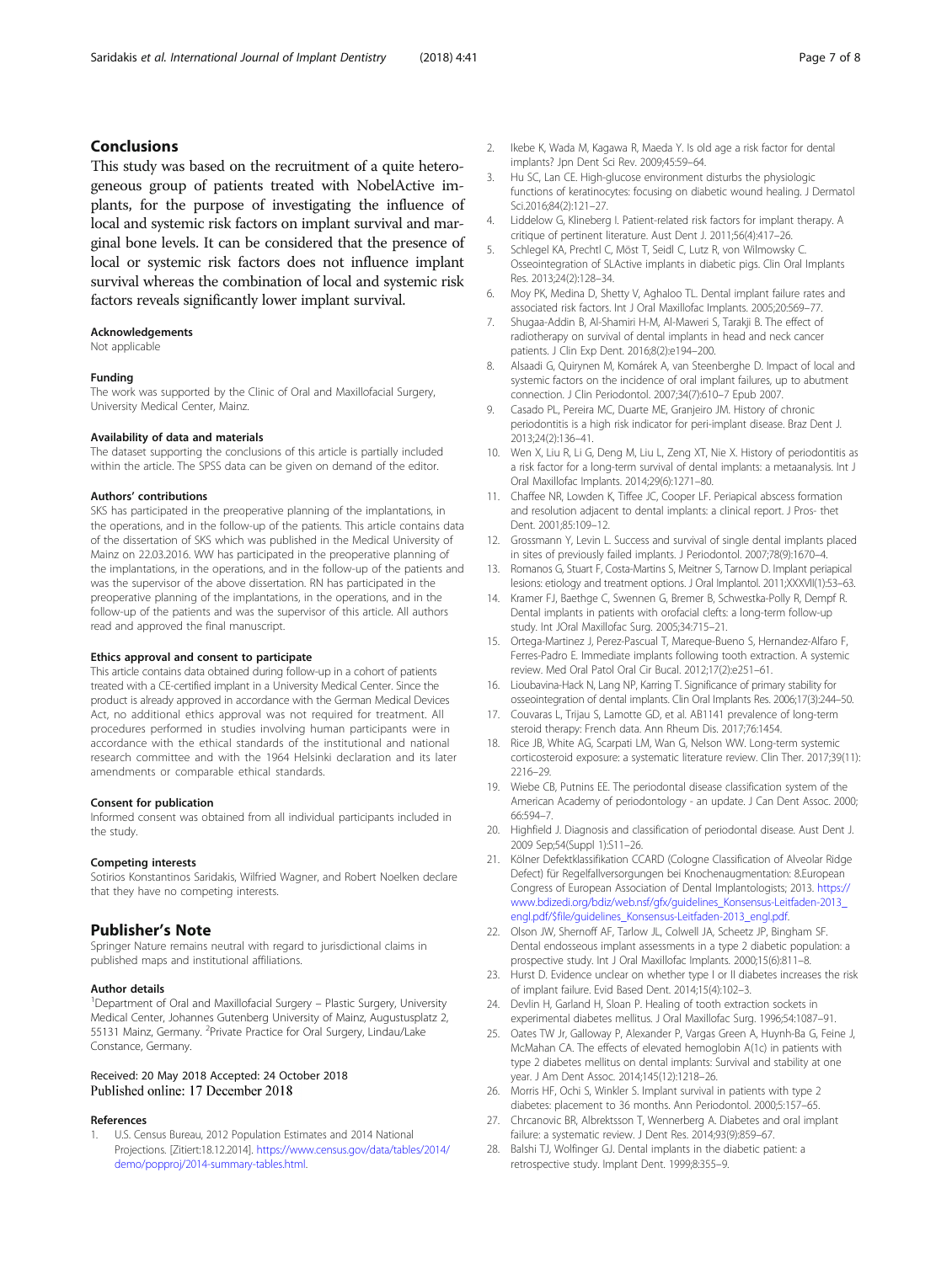## Conclusions

This study was based on the recruitment of a quite heterogeneous group of patients treated with NobelActive implants, for the purpose of investigating the influence of local and systemic risk factors on implant survival and marginal bone levels. It can be considered that the presence of local or systemic risk factors does not influence implant survival whereas the combination of local and systemic risk factors reveals significantly lower implant survival.

#### Acknowledgements

Not applicable

#### Funding

The work was supported by the Clinic of Oral and Maxillofacial Surgery, University Medical Center, Mainz.

#### Availability of data and materials

The dataset supporting the conclusions of this article is partially included within the article. The SPSS data can be given on demand of the editor.

#### Authors' contributions

SKS has participated in the preoperative planning of the implantations, in the operations, and in the follow-up of the patients. This article contains data of the dissertation of SKS which was published in the Medical University of Mainz on 22.03.2016. WW has participated in the preoperative planning of the implantations, in the operations, and in the follow-up of the patients and was the supervisor of the above dissertation. RN has participated in the preoperative planning of the implantations, in the operations, and in the follow-up of the patients and was the supervisor of this article. All authors read and approved the final manuscript.

#### Ethics approval and consent to participate

This article contains data obtained during follow-up in a cohort of patients treated with a CE-certified implant in a University Medical Center. Since the product is already approved in accordance with the German Medical Devices Act, no additional ethics approval was not required for treatment. All procedures performed in studies involving human participants were in accordance with the ethical standards of the institutional and national research committee and with the 1964 Helsinki declaration and its later amendments or comparable ethical standards.

#### Consent for publication

Informed consent was obtained from all individual participants included in the study.

#### Competing interests

Sotirios Konstantinos Saridakis, Wilfried Wagner, and Robert Noelken declare that they have no competing interests.

## Publisher's Note

Springer Nature remains neutral with regard to jurisdictional claims in published maps and institutional affiliations.

#### Author details

[1]Department of Oral and Maxillofacial Surgery – Plastic Surgery, University Medical Center, Johannes Gutenberg University of Mainz, Augustusplatz 2, 55131 Mainz, Germany. [2]Private Practice for Oral Surgery, Lindau/Lake Constance, Germany.

Received: 20 May 2018 Accepted: 24 October 2018
Published online: 17 December 2018

#### References

1. U.S. Census Bureau, 2012 Population Estimates and 2014 National Projections. [Zitiert:18.12.2014]. https://www.census.gov/data/tables/2014/demo/popproj/2014-summary-tables.html.
2. Ikebe K, Wada M, Kagawa R, Maeda Y. Is old age a risk factor for dental implants? Jpn Dent Sci Rev. 2009;45:59–64.
3. Hu SC, Lan CE. High-glucose environment disturbs the physiologic functions of keratinocytes: focusing on diabetic wound healing. J Dermatol Sci.2016;84(2):121–27.
4. Liddelow G, Klineberg I. Patient-related risk factors for implant therapy. A critique of pertinent literature. Aust Dent J. 2011;56(4):417–26.
5. Schlegel KA, Prechtl C, Möst T, Seidl C, Lutz R, von Wilmowsky C. Osseointegration of SLActive implants in diabetic pigs. Clin Oral Implants Res. 2013;24(2):128–34.
6. Moy PK, Medina D, Shetty V, Aghaloo TL. Dental implant failure rates and associated risk factors. Int J Oral Maxillofac Implants. 2005;20:569–77.
7. Shugaa-Addin B, Al-Shamiri H-M, Al-Maweri S, Tarakji B. The effect of radiotherapy on survival of dental implants in head and neck cancer patients. J Clin Exp Dent. 2016;8(2):e194–200.
8. Alsaadi G, Quirynen M, Komárek A, van Steenberghe D. Impact of local and systemic factors on the incidence of oral implant failures, up to abutment connection. J Clin Periodontol. 2007;34(7):610–7 Epub 2007.
9. Casado PL, Pereira MC, Duarte ME, Granjeiro JM. History of chronic periodontitis is a high risk indicator for peri-implant disease. Braz Dent J. 2013;24(2):136–41.
10. Wen X, Liu R, Li G, Deng M, Liu L, Zeng XT, Nie X. History of periodontitis as a risk factor for a long-term survival of dental implants: a metaanalysis. Int J Oral Maxillofac Implants. 2014;29(6):1271–80.
11. Chaffee NR, Lowden K, Tiffee JC, Cooper LF. Periapical abscess formation and resolution adjacent to dental implants: a clinical report. J Pros- thet Dent. 2001;85:109–12.
12. Grossmann Y, Levin L. Success and survival of single dental implants placed in sites of previously failed implants. J Periodontol. 2007;78(9):1670–4.
13. Romanos G, Stuart F, Costa-Martins S, Meitner S, Tarnow D. Implant periapical lesions: etiology and treatment options. J Oral Implantol. 2011;XXXVII(1):53–63.
14. Kramer FJ, Baethge C, Swennen G, Bremer B, Schwestka-Polly R, Dempf R. Dental implants in patients with orofacial clefts: a long-term follow-up study. Int JOral Maxillofac Surg. 2005;34:715–21.
15. Ortega-Martinez J, Perez-Pascual T, Mareque-Bueno S, Hernandez-Alfaro F, Ferres-Padro E. Immediate implants following tooth extraction. A systemic review. Med Oral Patol Oral Cir Bucal. 2012;17(2):e251–61.
16. Lioubavina-Hack N, Lang NP, Karring T. Significance of primary stability for osseointegration of dental implants. Clin Oral Implants Res. 2006;17(3):244–50.
17. Couvaras L, Trijau S, Lamotte GD, et al. AB1141 prevalence of long-term steroid therapy: French data. Ann Rheum Dis. 2017;76:1454.
18. Rice JB, White AG, Scarpati LM, Wan G, Nelson WW. Long-term systemic corticosteroid exposure: a systematic literature review. Clin Ther. 2017;39(11): 2216–29.
19. Wiebe CB, Putnins EE. The periodontal disease classification system of the American Academy of periodontology - an update. J Can Dent Assoc. 2000; 66:594–7.
20. Highfield J. Diagnosis and classification of periodontal disease. Aust Dent J. 2009 Sep;54(Suppl 1):S11–26.
21. Kölner Defektklassifikation CCARD (Cologne Classification of Alveolar Ridge Defect) für Regelfallversorgungen bei Knochenaugmentation: 8.European Congress of European Association of Dental Implantologists; 2013. https://www.bdizedi.org/bdiz/web.nsf/gfx/guidelines_Konsensus-Leitfaden-2013_engl.pdf/$file/guidelines_Konsensus-Leitfaden-2013_engl.pdf.
22. Olson JW, Shernoff AF, Tarlow JL, Colwell JA, Scheetz JP, Bingham SF. Dental endosseous implant assessments in a type 2 diabetic population: a prospective study. Int J Oral Maxillofac Implants. 2000;15(6):811–8.
23. Hurst D. Evidence unclear on whether type I or II diabetes increases the risk of implant failure. Evid Based Dent. 2014;15(4):102–3.
24. Devlin H, Garland H, Sloan P. Healing of tooth extraction sockets in experimental diabetes mellitus. J Oral Maxillofac Surg. 1996;54:1087–91.
25. Oates TW Jr, Galloway P, Alexander P, Vargas Green A, Huynh-Ba G, Feine J, McMahan CA. The effects of elevated hemoglobin A(1c) in patients with type 2 diabetes mellitus on dental implants: Survival and stability at one year. J Am Dent Assoc. 2014;145(12):1218–26.
26. Morris HF, Ochi S, Winkler S. Implant survival in patients with type 2 diabetes: placement to 36 months. Ann Periodontol. 2000;5:157–65.
27. Chrcanovic BR, Albrektsson T, Wennerberg A. Diabetes and oral implant failure: a systematic review. J Dent Res. 2014;93(9):859–67.
28. Balshi TJ, Wolfinger GJ. Dental implants in the diabetic patient: a retrospective study. Implant Dent. 1999;8:355–9.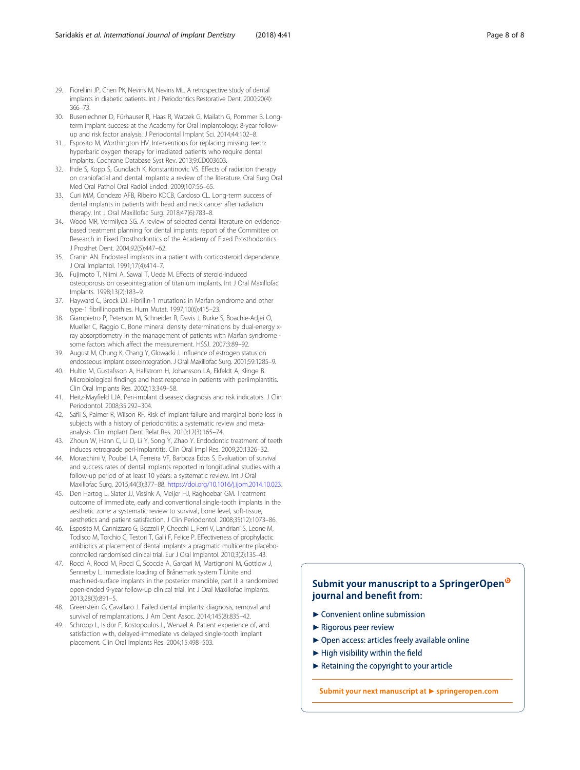29. Fiorellini JP, Chen PK, Nevins M, Nevins ML. A retrospective study of dental implants in diabetic patients. Int J Periodontics Restorative Dent. 2000;20(4): 366–73.
30. Busenlechner D, Fürhauser R, Haas R, Watzek G, Mailath G, Pommer B. Long-term implant success at the Academy for Oral Implantology: 8-year follow-up and risk factor analysis. J Periodontal Implant Sci. 2014;44:102–8.
31. Esposito M, Worthington HV. Interventions for replacing missing teeth: hyperbaric oxygen therapy for irradiated patients who require dental implants. Cochrane Database Syst Rev. 2013;9:CD003603.
32. Ihde S, Kopp S, Gundlach K, Konstantinovic VS. Effects of radiation therapy on craniofacial and dental implants: a review of the literature. Oral Surg Oral Med Oral Pathol Oral Radiol Endod. 2009;107:56–65.
33. Curi MM, Condezo AFB, Ribeiro KDCB, Cardoso CL. Long-term success of dental implants in patients with head and neck cancer after radiation therapy. Int J Oral Maxillofac Surg. 2018;47(6):783–8.
34. Wood MR, Vermilyea SG. A review of selected dental literature on evidence-based treatment planning for dental implants: report of the Committee on Research in Fixed Prosthodontics of the Academy of Fixed Prosthodontics. J Prosthet Dent. 2004;92(5):447–62.
35. Cranin AN. Endosteal implants in a patient with corticosteroid dependence. J Oral Implantol. 1991;17(4):414–7.
36. Fujimoto T, Niimi A, Sawai T, Ueda M. Effects of steroid-induced osteoporosis on osseointegration of titanium implants. Int J Oral Maxillofac Implants. 1998;13(2):183–9.
37. Hayward C, Brock DJ. Fibrillin-1 mutations in Marfan syndrome and other type-1 fibrillinopathies. Hum Mutat. 1997;10(6):415–23.
38. Giampietro P, Peterson M, Schneider R, Davis J, Burke S, Boachie-Adjei O, Mueller C, Raggio C. Bone mineral density determinations by dual-energy x-ray absorptiometry in the management of patients with Marfan syndrome - some factors which affect the measurement. HSSJ. 2007;3:89–92.
39. August M, Chung K, Chang Y, Glowacki J. Influence of estrogen status on endosseous implant osseointegration. J Oral Maxillofac Surg. 2001;59:1285–9.
40. Hultin M, Gustafsson A, Hallstrom H, Johansson LA, Ekfeldt A, Klinge B. Microbiological findings and host response in patients with periimplantitis. Clin Oral Implants Res. 2002;13:349–58.
41. Heitz-Mayfield LJA. Peri-implant diseases: diagnosis and risk indicators. J Clin Periodontol. 2008;35:292–304.
42. Safii S, Palmer R, Wilson RF. Risk of implant failure and marginal bone loss in subjects with a history of periodontitis: a systematic review and meta-analysis. Clin Implant Dent Relat Res. 2010;12(3):165–74.
43. Zhoun W, Hann C, Li D, Li Y, Song Y, Zhao Y. Endodontic treatment of teeth induces retrograde peri-implantitis. Clin Oral Impl Res. 2009;20:1326–32.
44. Moraschini V, Poubel LA, Ferreira VF, Barboza Edos S. Evaluation of survival and success rates of dental implants reported in longitudinal studies with a follow-up period of at least 10 years: a systematic review. Int J Oral Maxillofac Surg. 2015;44(3):377–88. https://doi.org/10.1016/j.ijom.2014.10.023.
45. Den Hartog L, Slater JJ, Vissink A, Meijer HJ, Raghoebar GM. Treatment outcome of immediate, early and conventional single-tooth implants in the aesthetic zone: a systematic review to survival, bone level, soft-tissue, aesthetics and patient satisfaction. J Clin Periodontol. 2008;35(12):1073–86.
46. Esposito M, Cannizzaro G, Bozzoli P, Checchi L, Ferri V, Landriani S, Leone M, Todisco M, Torchio C, Testori T, Galli F, Felice P. Effectiveness of prophylactic antibiotics at placement of dental implants: a pragmatic multicentre placebo-controlled randomised clinical trial. Eur J Oral Implantol. 2010;3(2):135–43.
47. Rocci A, Rocci M, Rocci C, Scoccia A, Gargari M, Martignoni M, Gottlow J, Sennerby L. Immediate loading of Brånemark system TiUnite and machined-surface implants in the posterior mandible, part II: a randomized open-ended 9-year follow-up clinical trial. Int J Oral Maxillofac Implants. 2013;28(3):891–5.
48. Greenstein G, Cavallaro J. Failed dental implants: diagnosis, removal and survival of reimplantations. J Am Dent Assoc. 2014;145(8):835–42.
49. Schropp L, Isidor F, Kostopoulos L, Wenzel A. Patient experience of, and satisfaction with, delayed-immediate vs delayed single-tooth implant placement. Clin Oral Implants Res. 2004;15:498–503.

**Submit your manuscript to a SpringerOpen journal and benefit from:**

- Convenient online submission
- Rigorous peer review
- Open access: articles freely available online
- High visibility within the field
- Retaining the copyright to your article

**Submit your next manuscript at ▶ springeropen.com**